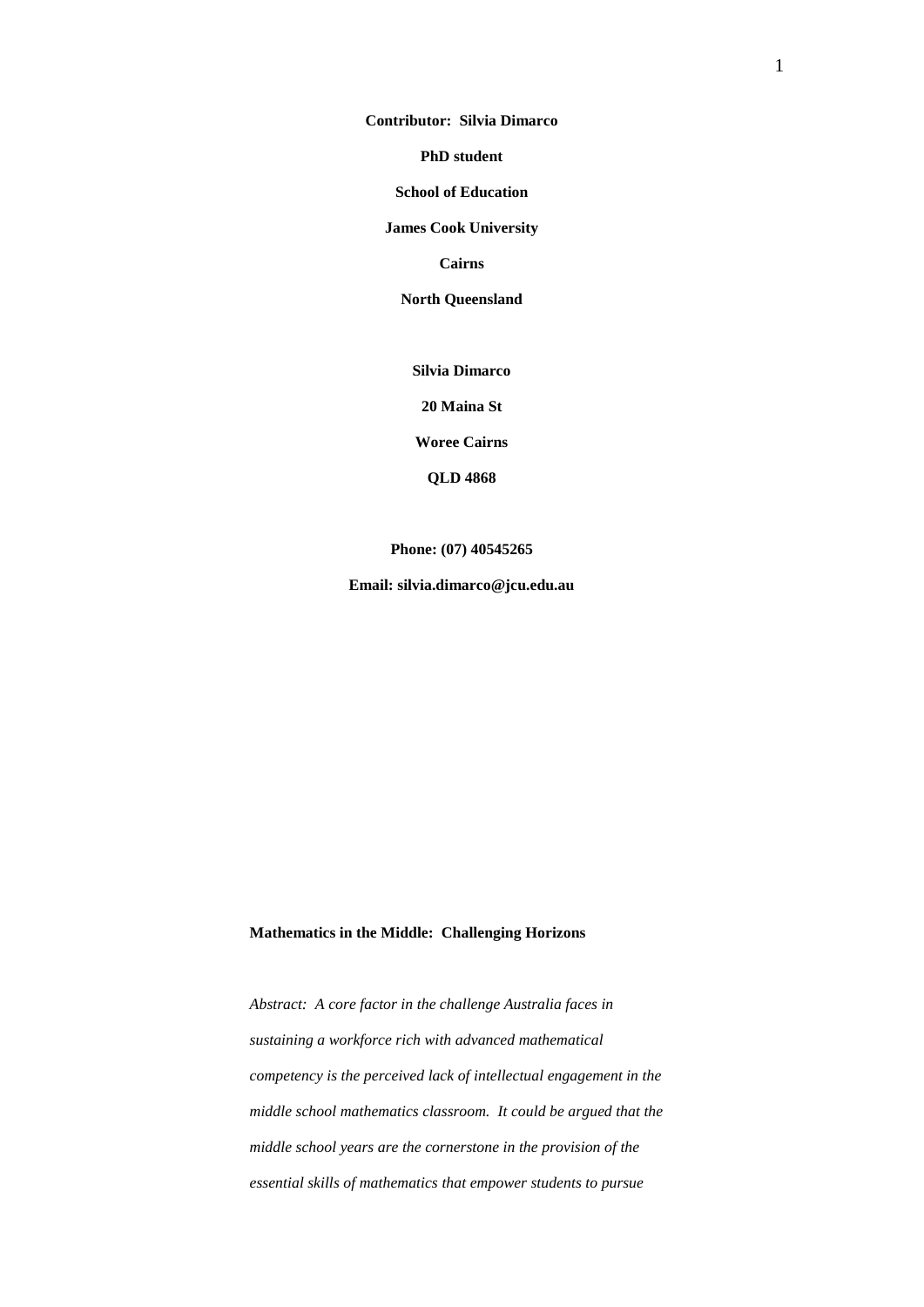**Contributor: Silvia Dimarco**

**PhD student**

**School of Education**

**James Cook University**

**Cairns**

**North Queensland**

**Silvia Dimarco**

**20 Maina St**

**Woree Cairns**

**QLD 4868**

**Phone: (07) 40545265**

**Email: silvia.dimarco@jcu.edu.au**

# Mathematics in the Middle: Challenging Horizons

*Abstract: A core factor in the challenge Australia faces in sustaining a workforce rich with advanced mathematical competency is the perceived lack of intellectual engagement in the middle school mathematics classroom. It could be argued that the middle school years are the cornerstone in the provision of the essential skills of mathematics that empower students to pursue*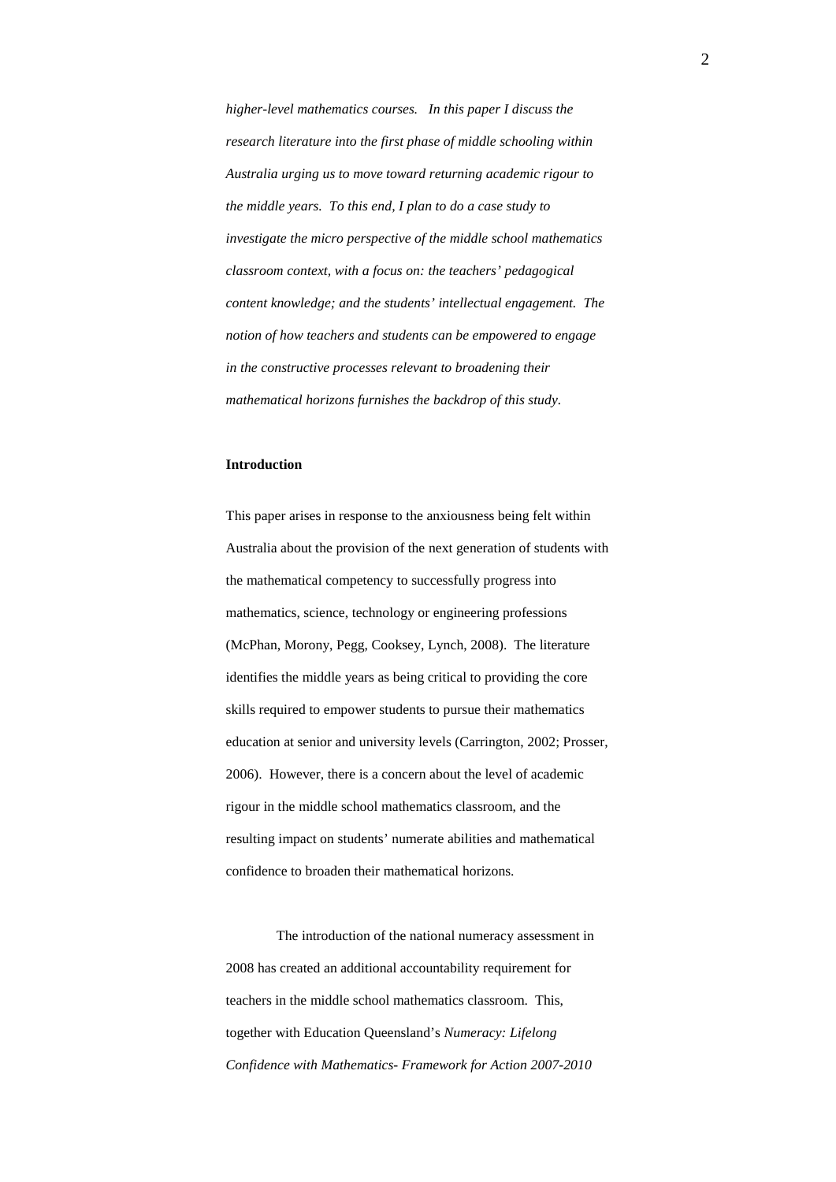*higher-level mathematics courses. In this paper I discuss the research literature into the first phase of middle schooling within Australia urging us to move toward returning academic rigour to the middle years. To this end, I plan to do a case study to investigate the micro perspective of the middle school mathematics classroom context, with a focus on: the teachers' pedagogical content knowledge; and the students' intellectual engagement. The notion of how teachers and students can be empowered to engage in the constructive processes relevant to broadening their mathematical horizons furnishes the backdrop of this study.*

**Introduction**

This paper arises in response to the anxiousness being felt within Australia about the provision of the next generation of students with the mathematical competency to successfully progress into mathematics, science, technology or engineering professions (McPhan, Morony, Pegg, Cooksey, Lynch, 2008). The literature identifies the middle years as being critical to providing the core skills required to empower students to pursue their mathematics education at senior and university levels (Carrington, 2002; Prosser, 2006). However, there is a concern about the level of academic rigour in the middle school mathematics classroom, and the resulting impact on students' numerate abilities and mathematical confidence to broaden their mathematical horizons.

The introduction of the national numeracy assessment in 2008 has created an additional accountability requirement for teachers in the middle school mathematics classroom. This, together with Education Queensland's *Numeracy: Lifelong Confidence with Mathematics- Framework for Action 2007-2010*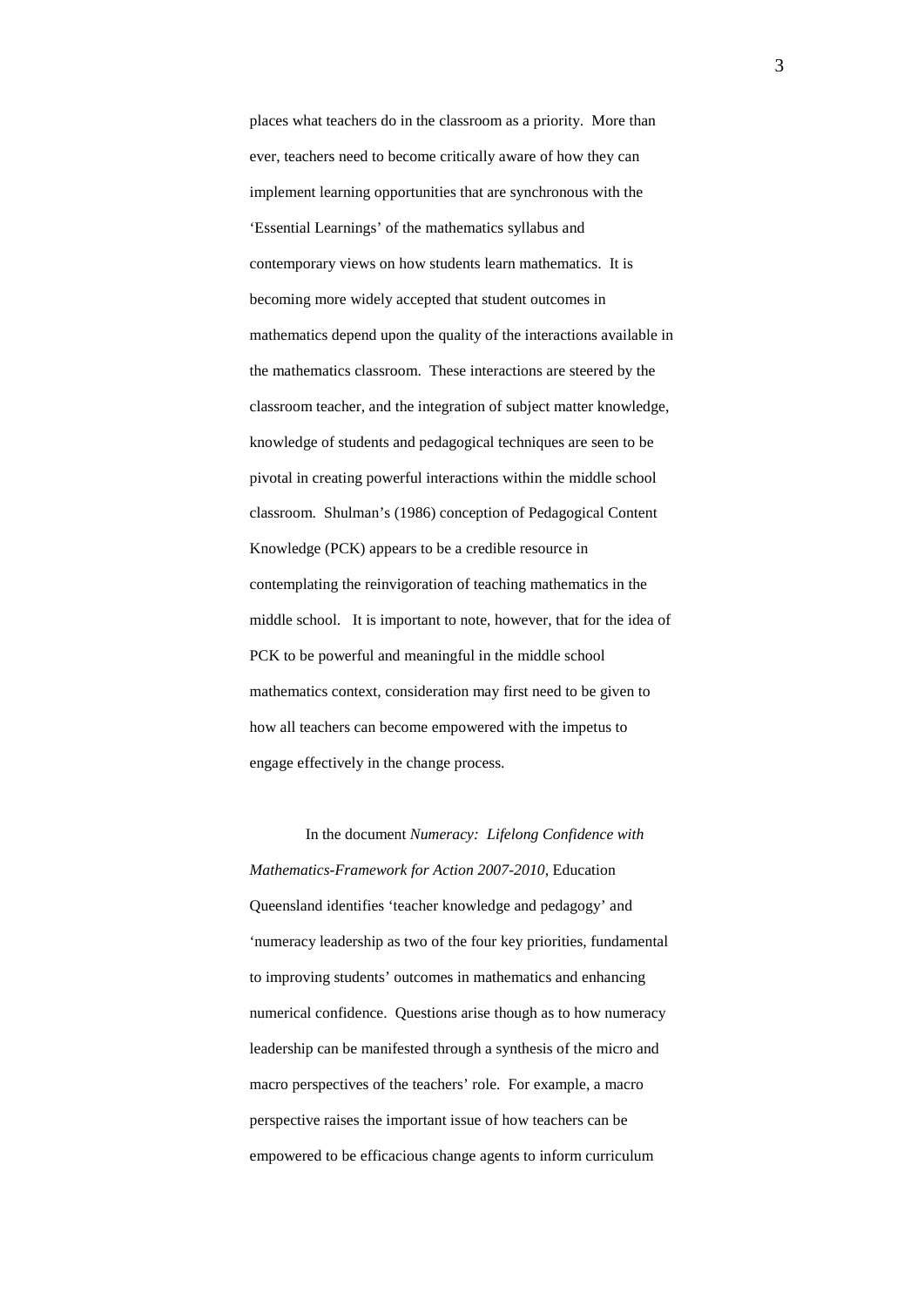places what teachers do in the classroom as a priority. More than ever, teachers need to become critically aware of how they can implement learning opportunities that are synchronous with the 'Essential Learnings' of the mathematics syllabus and contemporary views on how students learn mathematics. It is becoming more widely accepted that student outcomes in mathematics depend upon the quality of the interactions available in the mathematics classroom. These interactions are steered by the classroom teacher, and the integration of subject matter knowledge, knowledge of students and pedagogical techniques are seen to be pivotal in creating powerful interactions within the middle school classroom. Shulman's (1986) conception of Pedagogical Content Knowledge (PCK) appears to be a credible resource in contemplating the reinvigoration of teaching mathematics in the middle school. It is important to note, however, that for the idea of PCK to be powerful and meaningful in the middle school mathematics context, consideration may first need to be given to how all teachers can become empowered with the impetus to engage effectively in the change process.

In the document *Numeracy: Lifelong Confidence with Mathematics-Framework for Action 2007-2010*, Education Queensland identifies 'teacher knowledge and pedagogy' and 'numeracy leadership as two of the four key priorities, fundamental to improving students' outcomes in mathematics and enhancing numerical confidence. Questions arise though as to how numeracy leadership can be manifested through a synthesis of the micro and macro perspectives of the teachers' role. For example, a macro perspective raises the important issue of how teachers can be empowered to be efficacious change agents to inform curriculum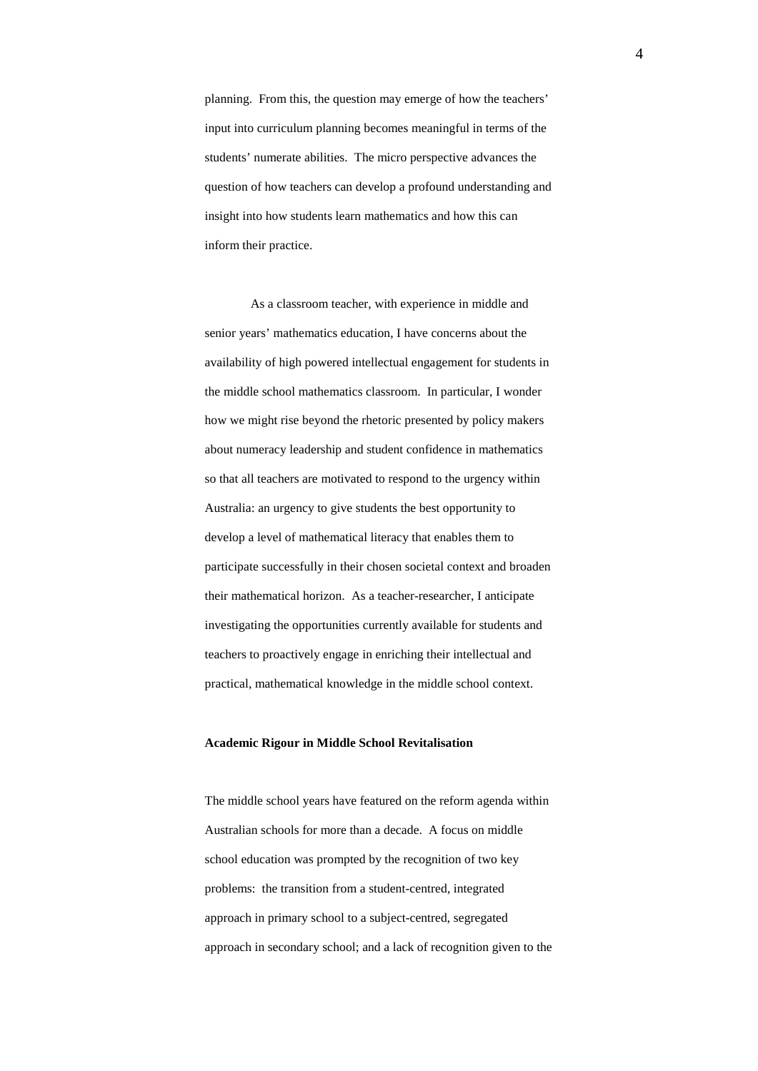planning. From this, the question may emerge of how the teachers' input into curriculum planning becomes meaningful in terms of the students' numerate abilities. The micro perspective advances the question of how teachers can develop a profound understanding and insight into how students learn mathematics and how this can inform their practice.

As a classroom teacher, with experience in middle and senior years' mathematics education, I have concerns about the availability of high powered intellectual engagement for students in the middle school mathematics classroom. In particular, I wonder how we might rise beyond the rhetoric presented by policy makers about numeracy leadership and student confidence in mathematics so that all teachers are motivated to respond to the urgency within Australia: an urgency to give students the best opportunity to develop a level of mathematical literacy that enables them to participate successfully in their chosen societal context and broaden their mathematical horizon. As a teacher-researcher, I anticipate investigating the opportunities currently available for students and teachers to proactively engage in enriching their intellectual and practical, mathematical knowledge in the middle school context.

**Academic Rigour in Middle School Revitalisation**

The middle school years have featured on the reform agenda within Australian schools for more than a decade. A focus on middle school education was prompted by the recognition of two key problems: the transition from a student-centred, integrated approach in primary school to a subject-centred, segregated approach in secondary school; and a lack of recognition given to the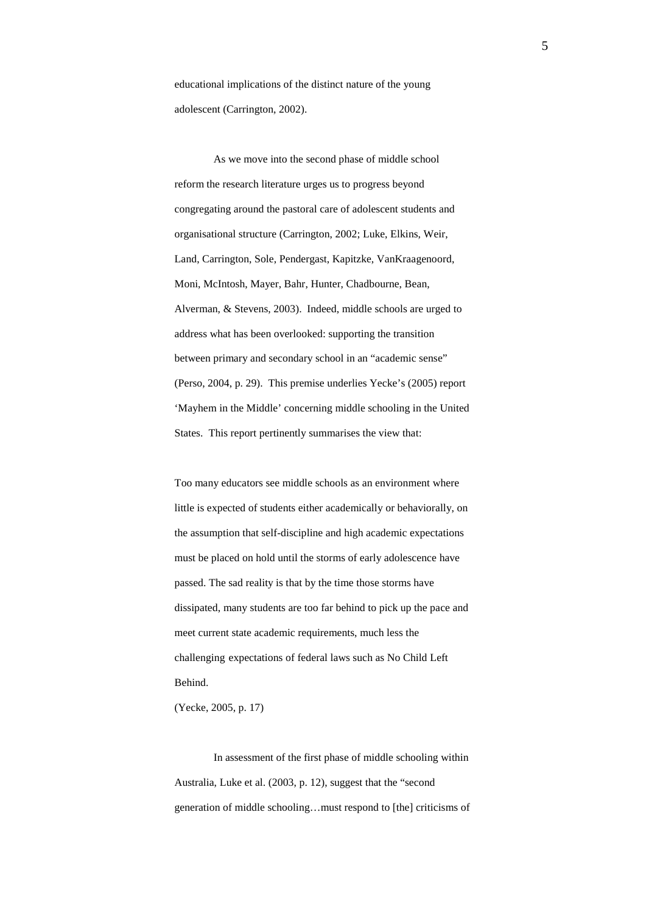educational implications of the distinct nature of the young adolescent (Carrington, 2002).

As we move into the second phase of middle school reform the research literature urges us to progress beyond congregating around the pastoral care of adolescent students and organisational structure (Carrington, 2002; Luke, Elkins, Weir, Land, Carrington, Sole, Pendergast, Kapitzke, VanKraagenoord, Moni, McIntosh, Mayer, Bahr, Hunter, Chadbourne, Bean, Alverman, & Stevens, 2003). Indeed, middle schools are urged to address what has been overlooked: supporting the transition between primary and secondary school in an "academic sense" (Perso, 2004, p. 29). This premise underlies Yecke's (2005) report 'Mayhem in the Middle' concerning middle schooling in the United States. This report pertinently summarises the view that:

> Too many educators see middle schools as an environment where little is expected of students either academically or behaviorally, on the assumption that self-discipline and high academic expectations must be placed on hold until the storms of early adolescence have passed. The sad reality is that by the time those storms have dissipated, many students are too far behind to pick up the pace and meet current state academic requirements, much less the challenging expectations of federal laws such as No Child Left Behind.
>
> (Yecke, 2005, p. 17)

In assessment of the first phase of middle schooling within Australia, Luke et al. (2003, p. 12), suggest that the "second generation of middle schooling…must respond to [the] criticisms of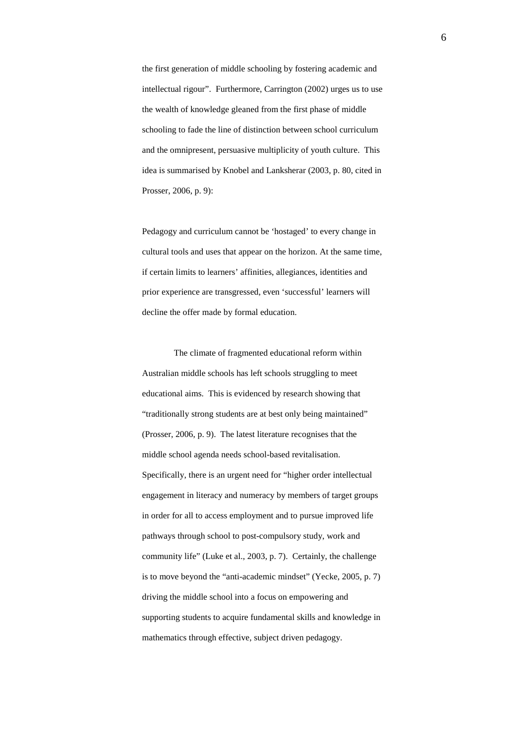the first generation of middle schooling by fostering academic and intellectual rigour". Furthermore, Carrington (2002) urges us to use the wealth of knowledge gleaned from the first phase of middle schooling to fade the line of distinction between school curriculum and the omnipresent, persuasive multiplicity of youth culture. This idea is summarised by Knobel and Lanksherar (2003, p. 80, cited in Prosser, 2006, p. 9):

> Pedagogy and curriculum cannot be 'hostaged' to every change in cultural tools and uses that appear on the horizon. At the same time, if certain limits to learners' affinities, allegiances, identities and prior experience are transgressed, even 'successful' learners will decline the offer made by formal education.

The climate of fragmented educational reform within Australian middle schools has left schools struggling to meet educational aims. This is evidenced by research showing that "traditionally strong students are at best only being maintained" (Prosser, 2006, p. 9). The latest literature recognises that the middle school agenda needs school-based revitalisation. Specifically, there is an urgent need for "higher order intellectual engagement in literacy and numeracy by members of target groups in order for all to access employment and to pursue improved life pathways through school to post-compulsory study, work and community life" (Luke et al., 2003, p. 7). Certainly, the challenge is to move beyond the "anti-academic mindset" (Yecke, 2005, p. 7) driving the middle school into a focus on empowering and supporting students to acquire fundamental skills and knowledge in mathematics through effective, subject driven pedagogy.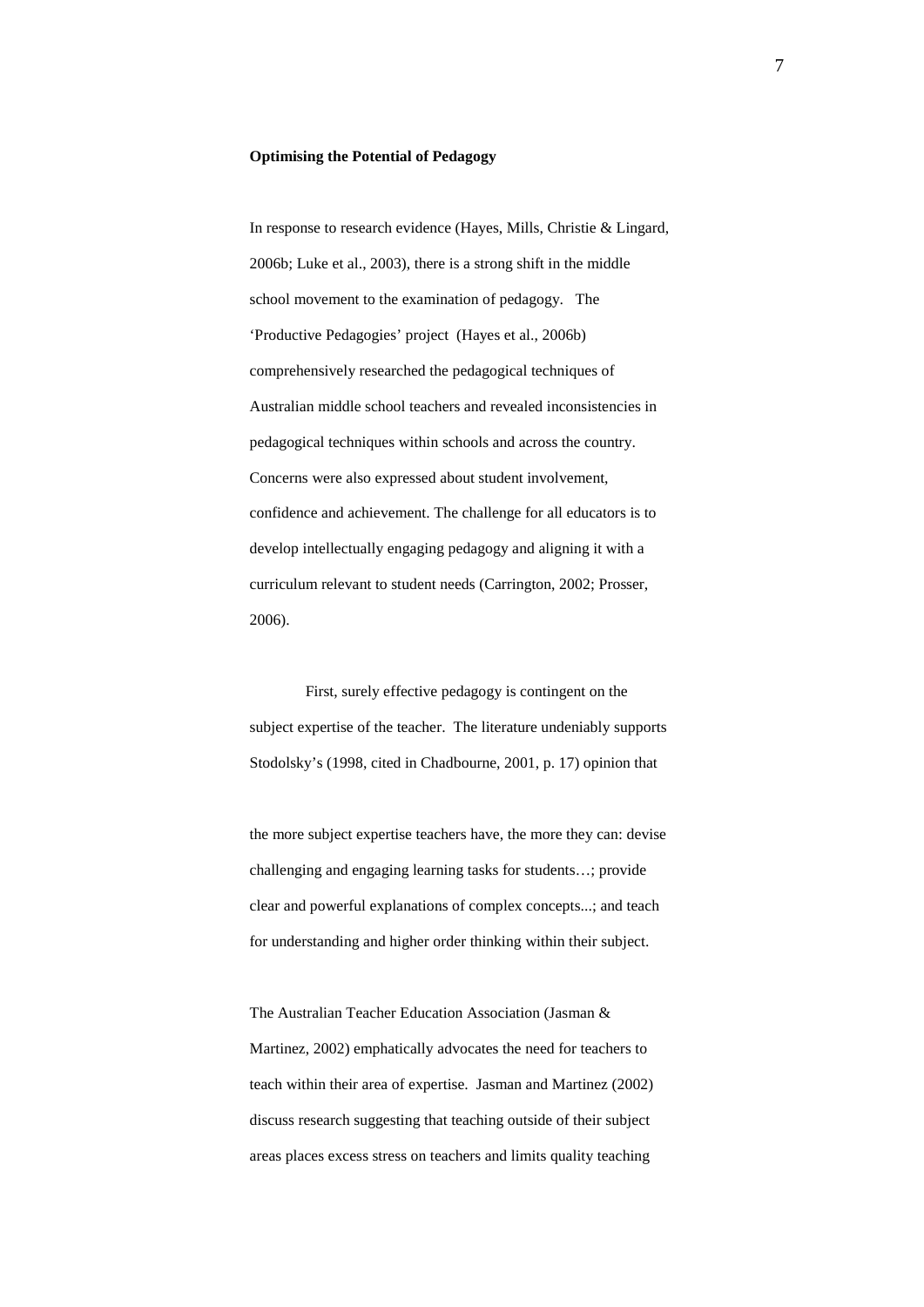**Optimising the Potential of Pedagogy**

In response to research evidence (Hayes, Mills, Christie & Lingard, 2006b; Luke et al., 2003), there is a strong shift in the middle school movement to the examination of pedagogy. The 'Productive Pedagogies' project (Hayes et al., 2006b) comprehensively researched the pedagogical techniques of Australian middle school teachers and revealed inconsistencies in pedagogical techniques within schools and across the country. Concerns were also expressed about student involvement, confidence and achievement. The challenge for all educators is to develop intellectually engaging pedagogy and aligning it with a curriculum relevant to student needs (Carrington, 2002; Prosser, 2006).

First, surely effective pedagogy is contingent on the subject expertise of the teacher. The literature undeniably supports Stodolsky's (1998, cited in Chadbourne, 2001, p. 17) opinion that

> the more subject expertise teachers have, the more they can: devise challenging and engaging learning tasks for students…; provide clear and powerful explanations of complex concepts...; and teach for understanding and higher order thinking within their subject.

The Australian Teacher Education Association (Jasman & Martinez, 2002) emphatically advocates the need for teachers to teach within their area of expertise. Jasman and Martinez (2002) discuss research suggesting that teaching outside of their subject areas places excess stress on teachers and limits quality teaching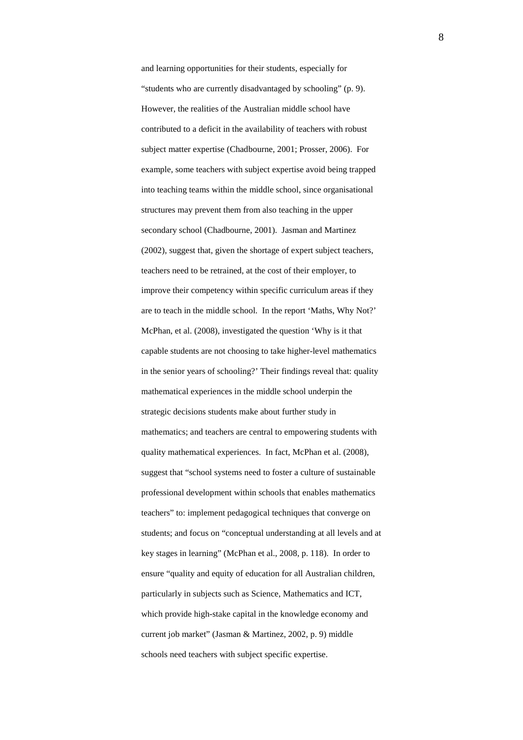and learning opportunities for their students, especially for "students who are currently disadvantaged by schooling" (p. 9). However, the realities of the Australian middle school have contributed to a deficit in the availability of teachers with robust subject matter expertise (Chadbourne, 2001; Prosser, 2006). For example, some teachers with subject expertise avoid being trapped into teaching teams within the middle school, since organisational structures may prevent them from also teaching in the upper secondary school (Chadbourne, 2001). Jasman and Martinez (2002), suggest that, given the shortage of expert subject teachers, teachers need to be retrained, at the cost of their employer, to improve their competency within specific curriculum areas if they are to teach in the middle school. In the report 'Maths, Why Not?' McPhan, et al. (2008), investigated the question 'Why is it that capable students are not choosing to take higher-level mathematics in the senior years of schooling?' Their findings reveal that: quality mathematical experiences in the middle school underpin the strategic decisions students make about further study in mathematics; and teachers are central to empowering students with quality mathematical experiences. In fact, McPhan et al. (2008), suggest that "school systems need to foster a culture of sustainable professional development within schools that enables mathematics teachers" to: implement pedagogical techniques that converge on students; and focus on "conceptual understanding at all levels and at key stages in learning" (McPhan et al., 2008, p. 118). In order to ensure "quality and equity of education for all Australian children, particularly in subjects such as Science, Mathematics and ICT, which provide high-stake capital in the knowledge economy and current job market" (Jasman & Martinez, 2002, p. 9) middle schools need teachers with subject specific expertise.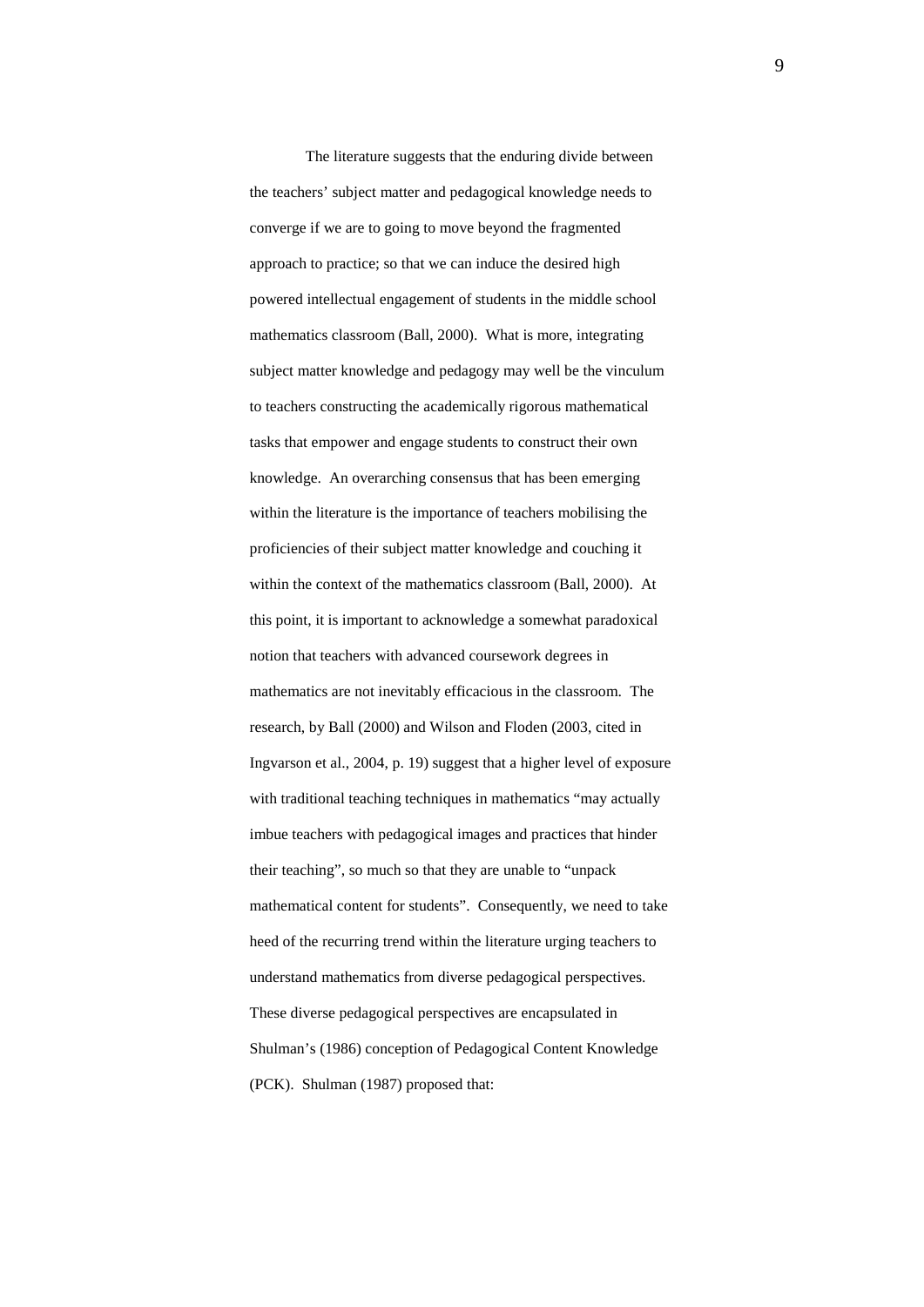The literature suggests that the enduring divide between the teachers' subject matter and pedagogical knowledge needs to converge if we are to going to move beyond the fragmented approach to practice; so that we can induce the desired high powered intellectual engagement of students in the middle school mathematics classroom (Ball, 2000). What is more, integrating subject matter knowledge and pedagogy may well be the vinculum to teachers constructing the academically rigorous mathematical tasks that empower and engage students to construct their own knowledge. An overarching consensus that has been emerging within the literature is the importance of teachers mobilising the proficiencies of their subject matter knowledge and couching it within the context of the mathematics classroom (Ball, 2000). At this point, it is important to acknowledge a somewhat paradoxical notion that teachers with advanced coursework degrees in mathematics are not inevitably efficacious in the classroom. The research, by Ball (2000) and Wilson and Floden (2003, cited in Ingvarson et al., 2004, p. 19) suggest that a higher level of exposure with traditional teaching techniques in mathematics "may actually imbue teachers with pedagogical images and practices that hinder their teaching", so much so that they are unable to "unpack mathematical content for students". Consequently, we need to take heed of the recurring trend within the literature urging teachers to understand mathematics from diverse pedagogical perspectives. These diverse pedagogical perspectives are encapsulated in Shulman's (1986) conception of Pedagogical Content Knowledge (PCK). Shulman (1987) proposed that: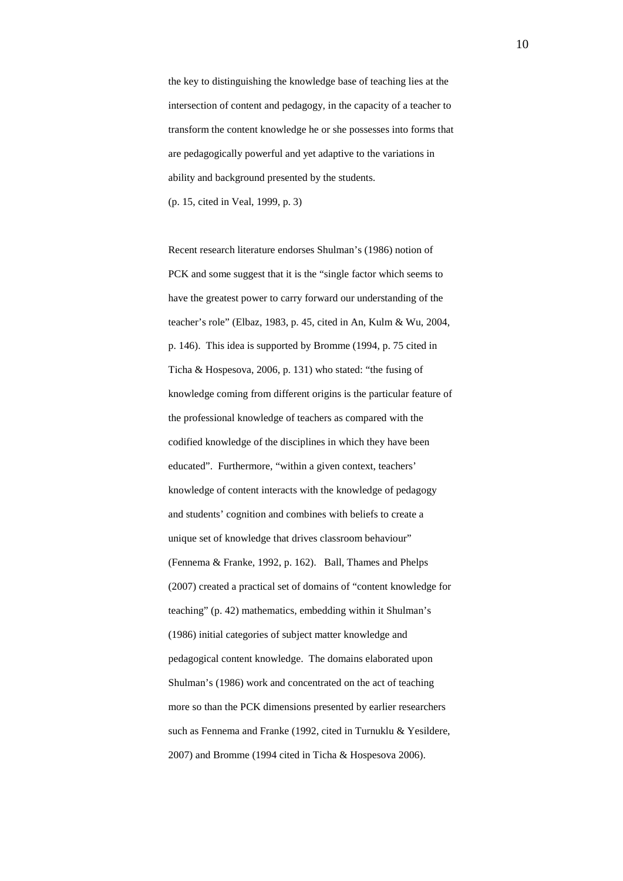the key to distinguishing the knowledge base of teaching lies at the intersection of content and pedagogy, in the capacity of a teacher to transform the content knowledge he or she possesses into forms that are pedagogically powerful and yet adaptive to the variations in ability and background presented by the students.

(p. 15, cited in Veal, 1999, p. 3)

Recent research literature endorses Shulman's (1986) notion of PCK and some suggest that it is the "single factor which seems to have the greatest power to carry forward our understanding of the teacher's role" (Elbaz, 1983, p. 45, cited in An, Kulm & Wu, 2004, p. 146). This idea is supported by Bromme (1994, p. 75 cited in Ticha & Hospesova, 2006, p. 131) who stated: "the fusing of knowledge coming from different origins is the particular feature of the professional knowledge of teachers as compared with the codified knowledge of the disciplines in which they have been educated". Furthermore, "within a given context, teachers' knowledge of content interacts with the knowledge of pedagogy and students' cognition and combines with beliefs to create a unique set of knowledge that drives classroom behaviour" (Fennema & Franke, 1992, p. 162). Ball, Thames and Phelps (2007) created a practical set of domains of "content knowledge for teaching" (p. 42) mathematics, embedding within it Shulman's (1986) initial categories of subject matter knowledge and pedagogical content knowledge. The domains elaborated upon Shulman's (1986) work and concentrated on the act of teaching more so than the PCK dimensions presented by earlier researchers such as Fennema and Franke (1992, cited in Turnuklu & Yesildere, 2007) and Bromme (1994 cited in Ticha & Hospesova 2006).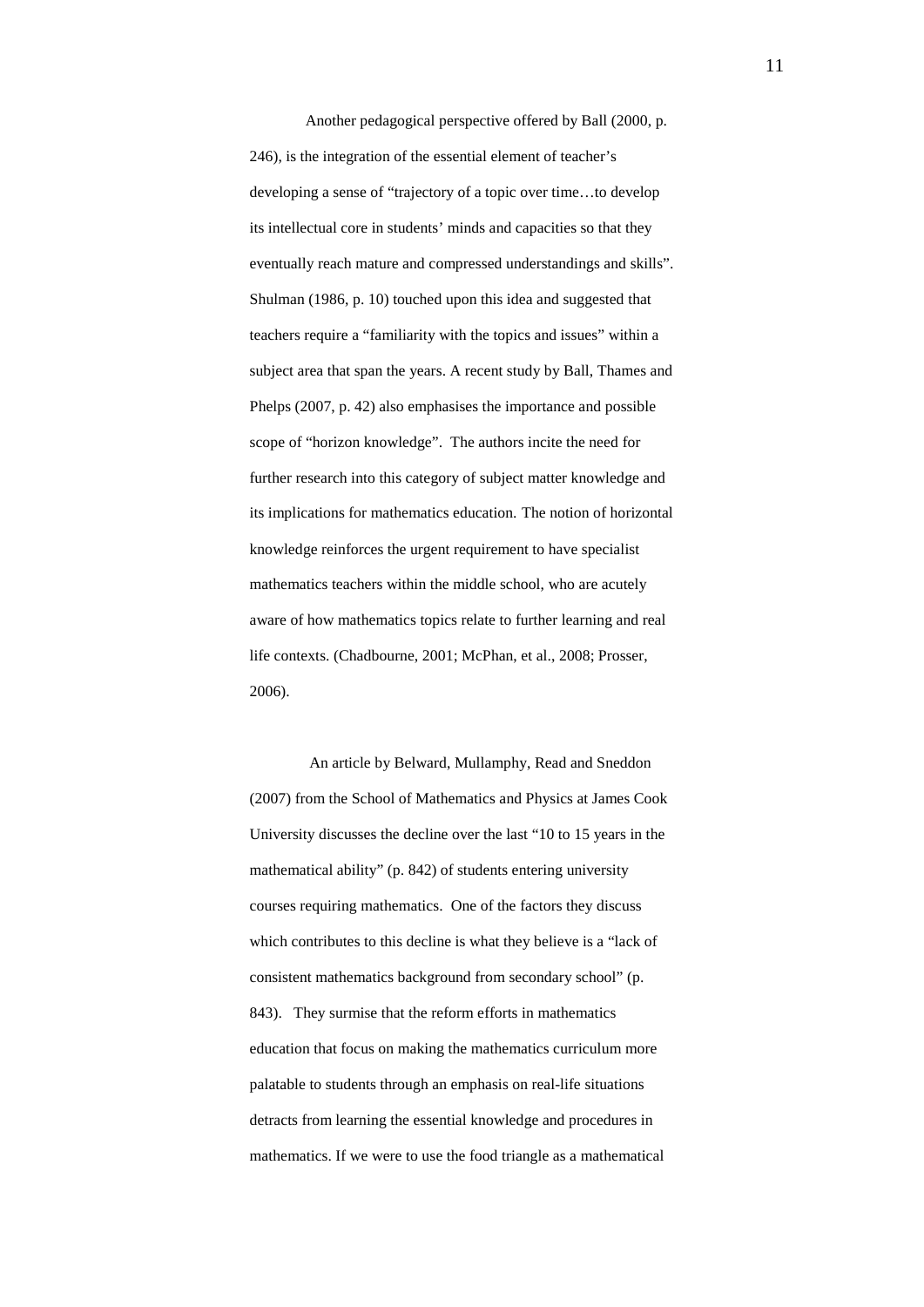Another pedagogical perspective offered by Ball (2000, p. 246), is the integration of the essential element of teacher's developing a sense of "trajectory of a topic over time…to develop its intellectual core in students' minds and capacities so that they eventually reach mature and compressed understandings and skills". Shulman (1986, p. 10) touched upon this idea and suggested that teachers require a "familiarity with the topics and issues" within a subject area that span the years. A recent study by Ball, Thames and Phelps (2007, p. 42) also emphasises the importance and possible scope of "horizon knowledge". The authors incite the need for further research into this category of subject matter knowledge and its implications for mathematics education. The notion of horizontal knowledge reinforces the urgent requirement to have specialist mathematics teachers within the middle school, who are acutely aware of how mathematics topics relate to further learning and real life contexts. (Chadbourne, 2001; McPhan, et al., 2008; Prosser, 2006).

An article by Belward, Mullamphy, Read and Sneddon (2007) from the School of Mathematics and Physics at James Cook University discusses the decline over the last "10 to 15 years in the mathematical ability" (p. 842) of students entering university courses requiring mathematics. One of the factors they discuss which contributes to this decline is what they believe is a "lack of consistent mathematics background from secondary school" (p. 843). They surmise that the reform efforts in mathematics education that focus on making the mathematics curriculum more palatable to students through an emphasis on real-life situations detracts from learning the essential knowledge and procedures in mathematics. If we were to use the food triangle as a mathematical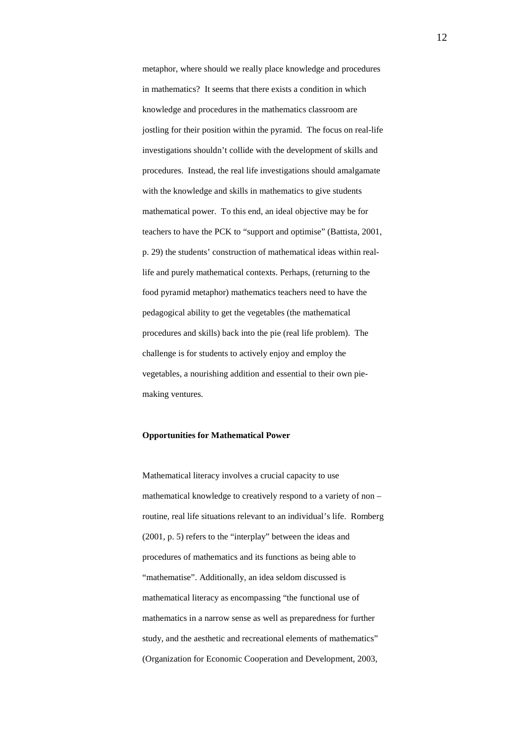metaphor, where should we really place knowledge and procedures in mathematics? It seems that there exists a condition in which knowledge and procedures in the mathematics classroom are jostling for their position within the pyramid. The focus on real-life investigations shouldn't collide with the development of skills and procedures. Instead, the real life investigations should amalgamate with the knowledge and skills in mathematics to give students mathematical power. To this end, an ideal objective may be for teachers to have the PCK to "support and optimise" (Battista, 2001, p. 29) the students' construction of mathematical ideas within real-life and purely mathematical contexts. Perhaps, (returning to the food pyramid metaphor) mathematics teachers need to have the pedagogical ability to get the vegetables (the mathematical procedures and skills) back into the pie (real life problem). The challenge is for students to actively enjoy and employ the vegetables, a nourishing addition and essential to their own pie-making ventures.

**Opportunities for Mathematical Power**

Mathematical literacy involves a crucial capacity to use mathematical knowledge to creatively respond to a variety of non – routine, real life situations relevant to an individual's life. Romberg (2001, p. 5) refers to the "interplay" between the ideas and procedures of mathematics and its functions as being able to "mathematise". Additionally, an idea seldom discussed is mathematical literacy as encompassing "the functional use of mathematics in a narrow sense as well as preparedness for further study, and the aesthetic and recreational elements of mathematics" (Organization for Economic Cooperation and Development, 2003,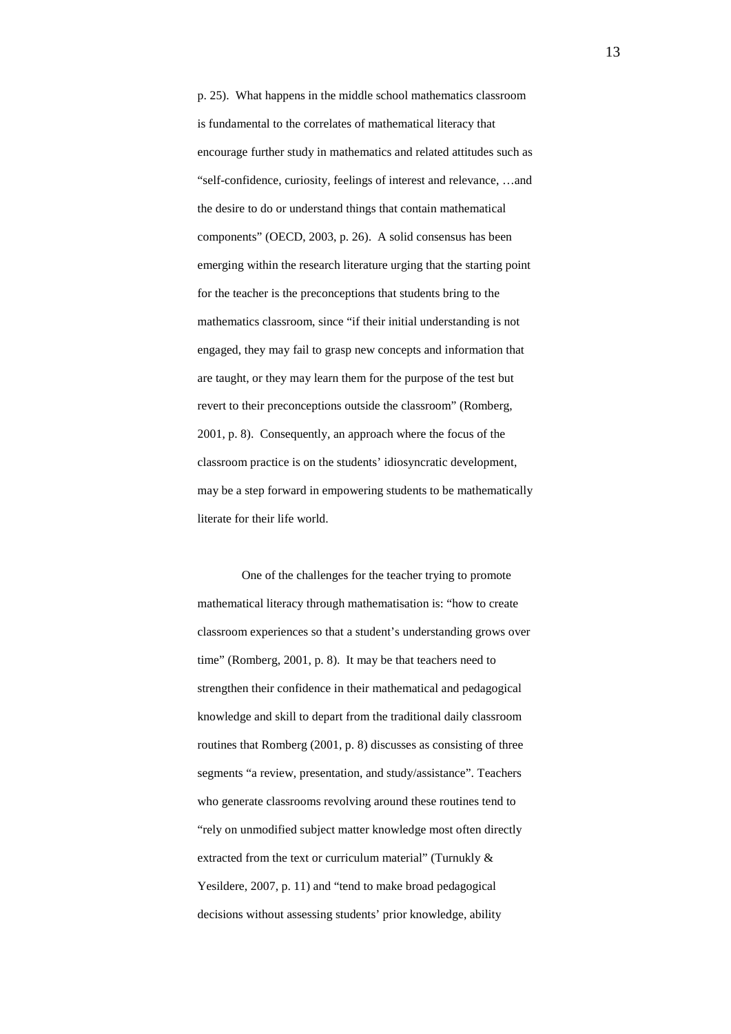p. 25). What happens in the middle school mathematics classroom is fundamental to the correlates of mathematical literacy that encourage further study in mathematics and related attitudes such as "self-confidence, curiosity, feelings of interest and relevance, …and the desire to do or understand things that contain mathematical components" (OECD, 2003, p. 26). A solid consensus has been emerging within the research literature urging that the starting point for the teacher is the preconceptions that students bring to the mathematics classroom, since "if their initial understanding is not engaged, they may fail to grasp new concepts and information that are taught, or they may learn them for the purpose of the test but revert to their preconceptions outside the classroom" (Romberg, 2001, p. 8). Consequently, an approach where the focus of the classroom practice is on the students' idiosyncratic development, may be a step forward in empowering students to be mathematically literate for their life world.

One of the challenges for the teacher trying to promote mathematical literacy through mathematisation is: "how to create classroom experiences so that a student's understanding grows over time" (Romberg, 2001, p. 8). It may be that teachers need to strengthen their confidence in their mathematical and pedagogical knowledge and skill to depart from the traditional daily classroom routines that Romberg (2001, p. 8) discusses as consisting of three segments "a review, presentation, and study/assistance". Teachers who generate classrooms revolving around these routines tend to "rely on unmodified subject matter knowledge most often directly extracted from the text or curriculum material" (Turnukly & Yesildere, 2007, p. 11) and "tend to make broad pedagogical decisions without assessing students' prior knowledge, ability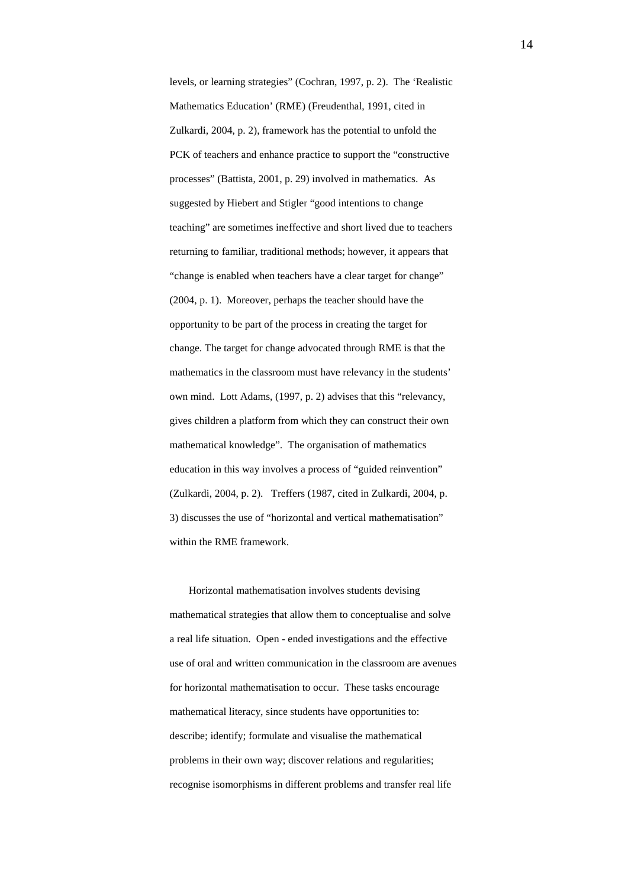levels, or learning strategies" (Cochran, 1997, p. 2). The 'Realistic Mathematics Education' (RME) (Freudenthal, 1991, cited in Zulkardi, 2004, p. 2), framework has the potential to unfold the PCK of teachers and enhance practice to support the "constructive processes" (Battista, 2001, p. 29) involved in mathematics. As suggested by Hiebert and Stigler "good intentions to change teaching" are sometimes ineffective and short lived due to teachers returning to familiar, traditional methods; however, it appears that "change is enabled when teachers have a clear target for change" (2004, p. 1). Moreover, perhaps the teacher should have the opportunity to be part of the process in creating the target for change. The target for change advocated through RME is that the mathematics in the classroom must have relevancy in the students' own mind. Lott Adams, (1997, p. 2) advises that this "relevancy, gives children a platform from which they can construct their own mathematical knowledge". The organisation of mathematics education in this way involves a process of "guided reinvention" (Zulkardi, 2004, p. 2). Treffers (1987, cited in Zulkardi, 2004, p. 3) discusses the use of "horizontal and vertical mathematisation" within the RME framework.

Horizontal mathematisation involves students devising mathematical strategies that allow them to conceptualise and solve a real life situation. Open - ended investigations and the effective use of oral and written communication in the classroom are avenues for horizontal mathematisation to occur. These tasks encourage mathematical literacy, since students have opportunities to: describe; identify; formulate and visualise the mathematical problems in their own way; discover relations and regularities; recognise isomorphisms in different problems and transfer real life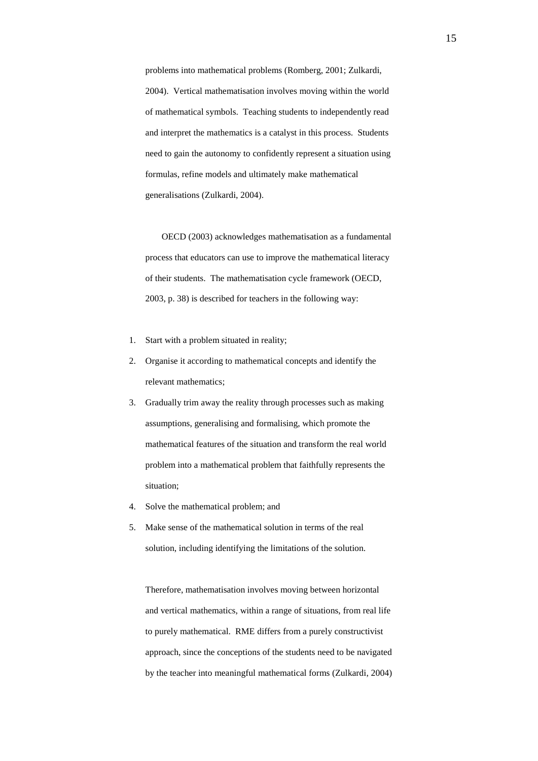problems into mathematical problems (Romberg, 2001; Zulkardi, 2004). Vertical mathematisation involves moving within the world of mathematical symbols. Teaching students to independently read and interpret the mathematics is a catalyst in this process. Students need to gain the autonomy to confidently represent a situation using formulas, refine models and ultimately make mathematical generalisations (Zulkardi, 2004).

OECD (2003) acknowledges mathematisation as a fundamental process that educators can use to improve the mathematical literacy of their students. The mathematisation cycle framework (OECD, 2003, p. 38) is described for teachers in the following way:

1. Start with a problem situated in reality;
2. Organise it according to mathematical concepts and identify the relevant mathematics;
3. Gradually trim away the reality through processes such as making assumptions, generalising and formalising, which promote the mathematical features of the situation and transform the real world problem into a mathematical problem that faithfully represents the situation;
4. Solve the mathematical problem; and
5. Make sense of the mathematical solution in terms of the real solution, including identifying the limitations of the solution.

Therefore, mathematisation involves moving between horizontal and vertical mathematics, within a range of situations, from real life to purely mathematical. RME differs from a purely constructivist approach, since the conceptions of the students need to be navigated by the teacher into meaningful mathematical forms (Zulkardi, 2004)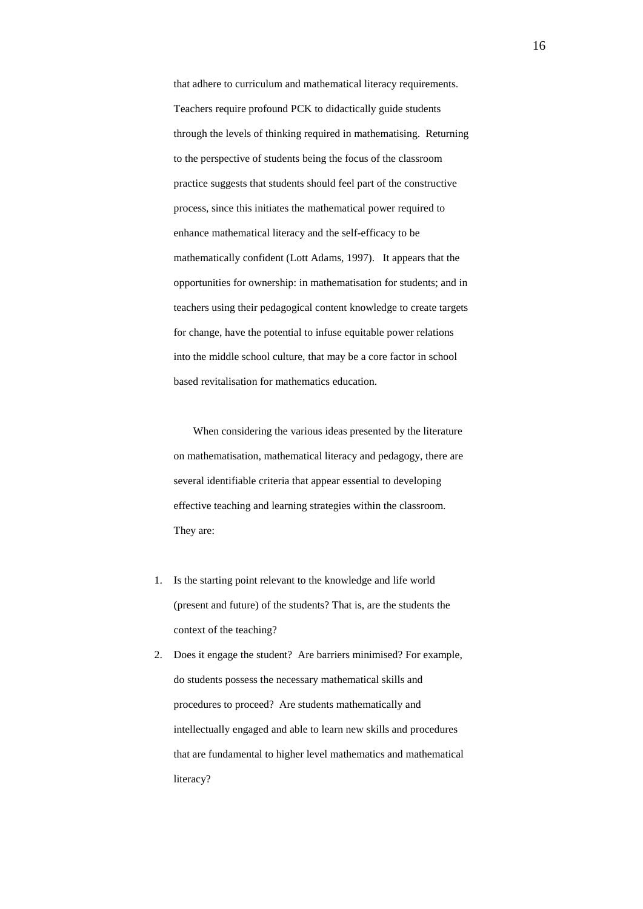that adhere to curriculum and mathematical literacy requirements. Teachers require profound PCK to didactically guide students through the levels of thinking required in mathematising. Returning to the perspective of students being the focus of the classroom practice suggests that students should feel part of the constructive process, since this initiates the mathematical power required to enhance mathematical literacy and the self-efficacy to be mathematically confident (Lott Adams, 1997). It appears that the opportunities for ownership: in mathematisation for students; and in teachers using their pedagogical content knowledge to create targets for change, have the potential to infuse equitable power relations into the middle school culture, that may be a core factor in school based revitalisation for mathematics education.

When considering the various ideas presented by the literature on mathematisation, mathematical literacy and pedagogy, there are several identifiable criteria that appear essential to developing effective teaching and learning strategies within the classroom. They are:

1. Is the starting point relevant to the knowledge and life world (present and future) of the students? That is, are the students the context of the teaching?
2. Does it engage the student? Are barriers minimised? For example, do students possess the necessary mathematical skills and procedures to proceed? Are students mathematically and intellectually engaged and able to learn new skills and procedures that are fundamental to higher level mathematics and mathematical literacy?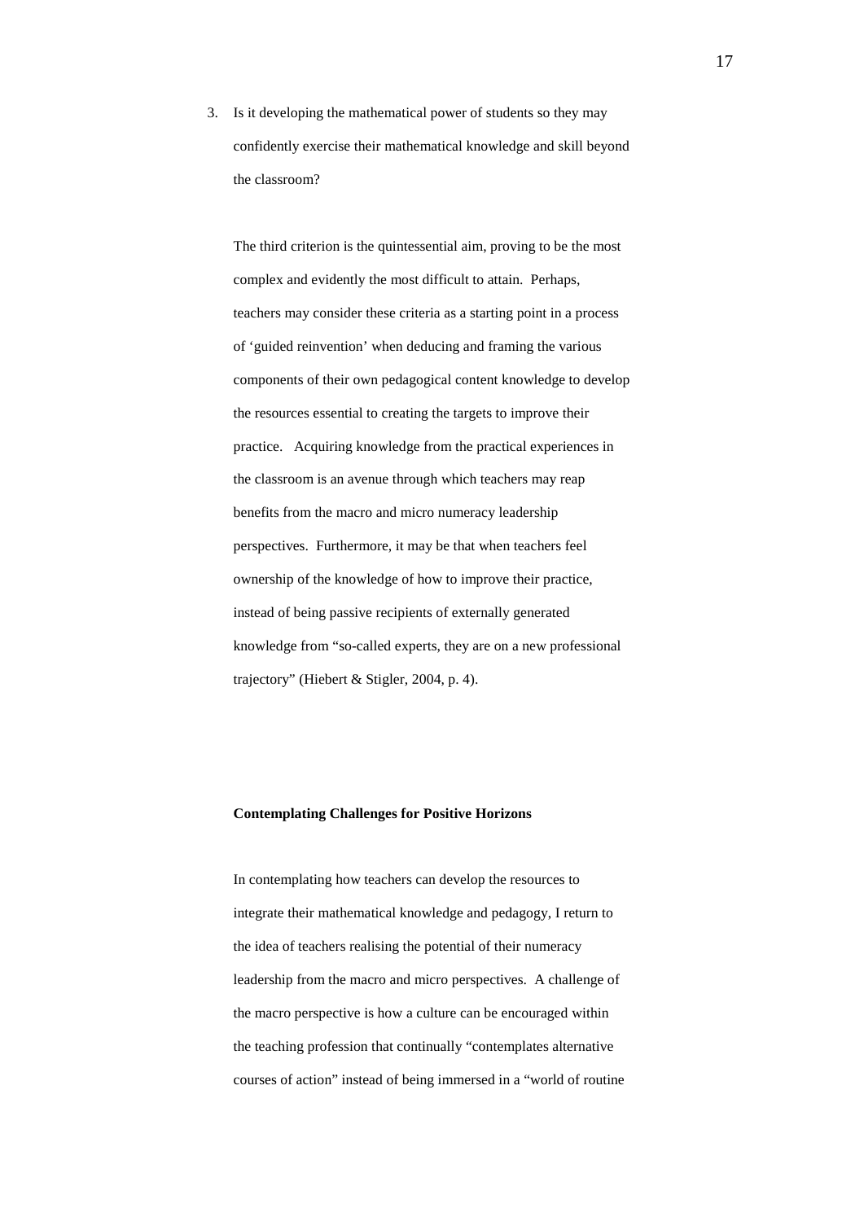3. Is it developing the mathematical power of students so they may confidently exercise their mathematical knowledge and skill beyond the classroom?

The third criterion is the quintessential aim, proving to be the most complex and evidently the most difficult to attain. Perhaps, teachers may consider these criteria as a starting point in a process of 'guided reinvention' when deducing and framing the various components of their own pedagogical content knowledge to develop the resources essential to creating the targets to improve their practice. Acquiring knowledge from the practical experiences in the classroom is an avenue through which teachers may reap benefits from the macro and micro numeracy leadership perspectives. Furthermore, it may be that when teachers feel ownership of the knowledge of how to improve their practice, instead of being passive recipients of externally generated knowledge from "so-called experts, they are on a new professional trajectory" (Hiebert & Stigler, 2004, p. 4).

**Contemplating Challenges for Positive Horizons**

In contemplating how teachers can develop the resources to integrate their mathematical knowledge and pedagogy, I return to the idea of teachers realising the potential of their numeracy leadership from the macro and micro perspectives. A challenge of the macro perspective is how a culture can be encouraged within the teaching profession that continually "contemplates alternative courses of action" instead of being immersed in a "world of routine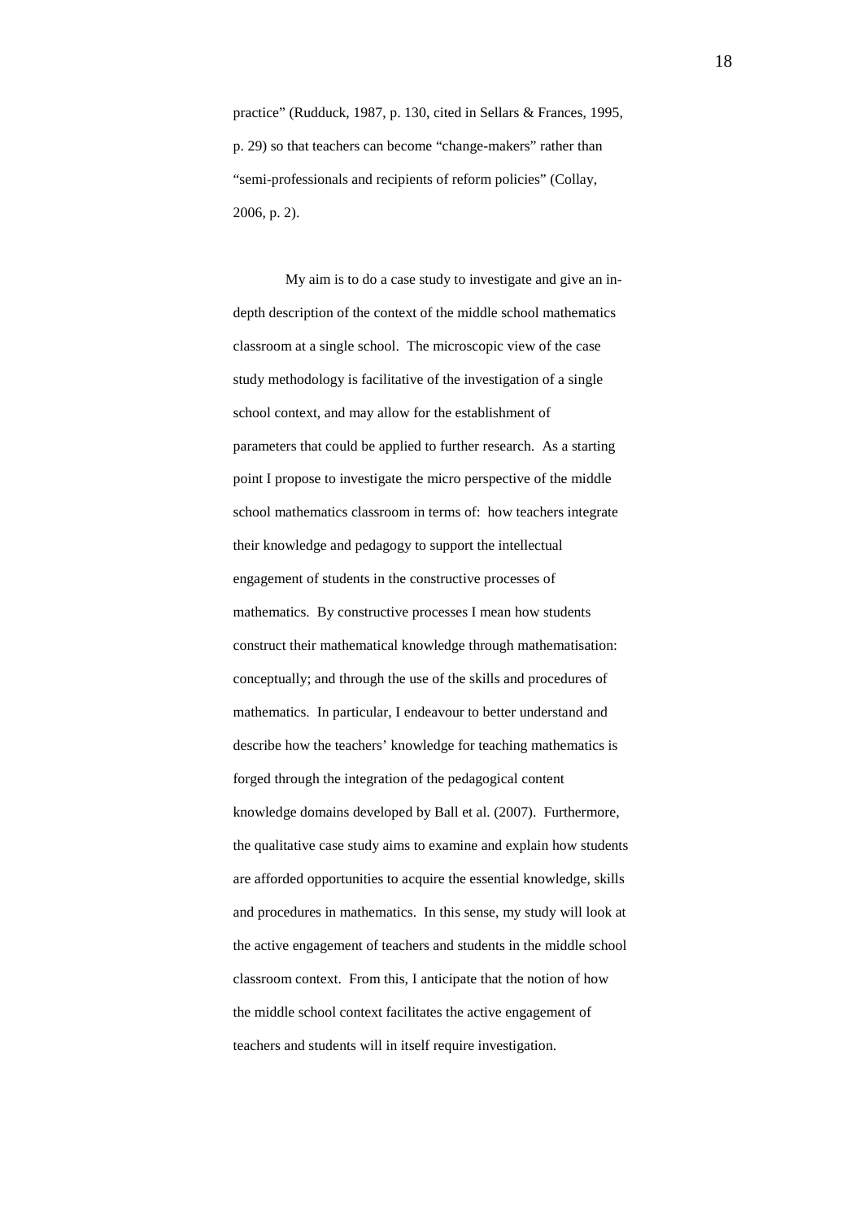practice" (Rudduck, 1987, p. 130, cited in Sellars & Frances, 1995, p. 29) so that teachers can become "change-makers" rather than "semi-professionals and recipients of reform policies" (Collay, 2006, p. 2).

My aim is to do a case study to investigate and give an in-depth description of the context of the middle school mathematics classroom at a single school. The microscopic view of the case study methodology is facilitative of the investigation of a single school context, and may allow for the establishment of parameters that could be applied to further research. As a starting point I propose to investigate the micro perspective of the middle school mathematics classroom in terms of: how teachers integrate their knowledge and pedagogy to support the intellectual engagement of students in the constructive processes of mathematics. By constructive processes I mean how students construct their mathematical knowledge through mathematisation: conceptually; and through the use of the skills and procedures of mathematics. In particular, I endeavour to better understand and describe how the teachers' knowledge for teaching mathematics is forged through the integration of the pedagogical content knowledge domains developed by Ball et al. (2007). Furthermore, the qualitative case study aims to examine and explain how students are afforded opportunities to acquire the essential knowledge, skills and procedures in mathematics. In this sense, my study will look at the active engagement of teachers and students in the middle school classroom context. From this, I anticipate that the notion of how the middle school context facilitates the active engagement of teachers and students will in itself require investigation.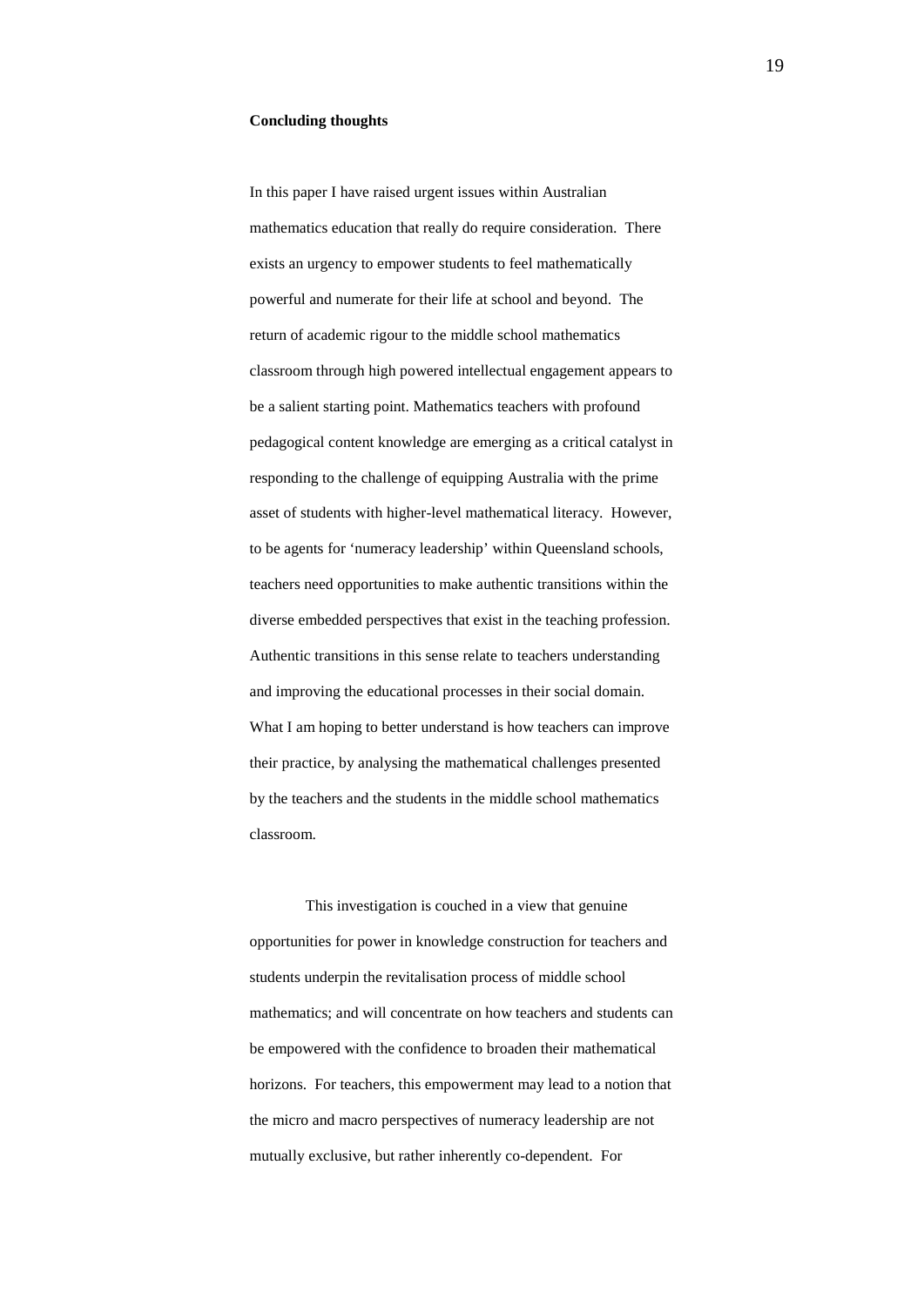**Concluding thoughts**

In this paper I have raised urgent issues within Australian mathematics education that really do require consideration. There exists an urgency to empower students to feel mathematically powerful and numerate for their life at school and beyond. The return of academic rigour to the middle school mathematics classroom through high powered intellectual engagement appears to be a salient starting point. Mathematics teachers with profound pedagogical content knowledge are emerging as a critical catalyst in responding to the challenge of equipping Australia with the prime asset of students with higher-level mathematical literacy. However, to be agents for 'numeracy leadership' within Queensland schools, teachers need opportunities to make authentic transitions within the diverse embedded perspectives that exist in the teaching profession. Authentic transitions in this sense relate to teachers understanding and improving the educational processes in their social domain. What I am hoping to better understand is how teachers can improve their practice, by analysing the mathematical challenges presented by the teachers and the students in the middle school mathematics classroom.

This investigation is couched in a view that genuine opportunities for power in knowledge construction for teachers and students underpin the revitalisation process of middle school mathematics; and will concentrate on how teachers and students can be empowered with the confidence to broaden their mathematical horizons. For teachers, this empowerment may lead to a notion that the micro and macro perspectives of numeracy leadership are not mutually exclusive, but rather inherently co-dependent. For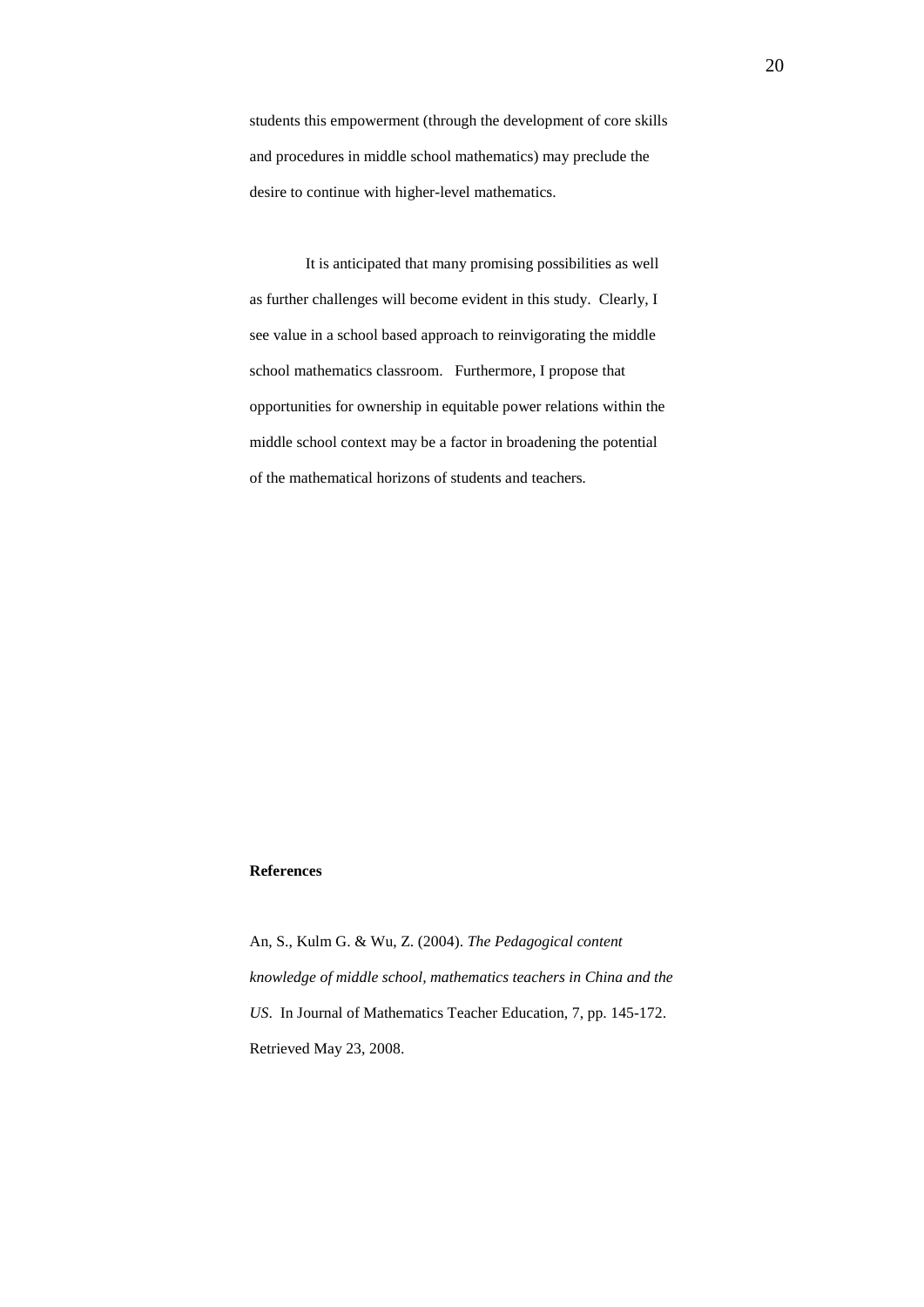students this empowerment (through the development of core skills and procedures in middle school mathematics) may preclude the desire to continue with higher-level mathematics.

It is anticipated that many promising possibilities as well as further challenges will become evident in this study. Clearly, I see value in a school based approach to reinvigorating the middle school mathematics classroom. Furthermore, I propose that opportunities for ownership in equitable power relations within the middle school context may be a factor in broadening the potential of the mathematical horizons of students and teachers.

**References**

An, S., Kulm G. & Wu, Z. (2004). *The Pedagogical content knowledge of middle school, mathematics teachers in China and the US*. In Journal of Mathematics Teacher Education, 7, pp. 145-172. Retrieved May 23, 2008.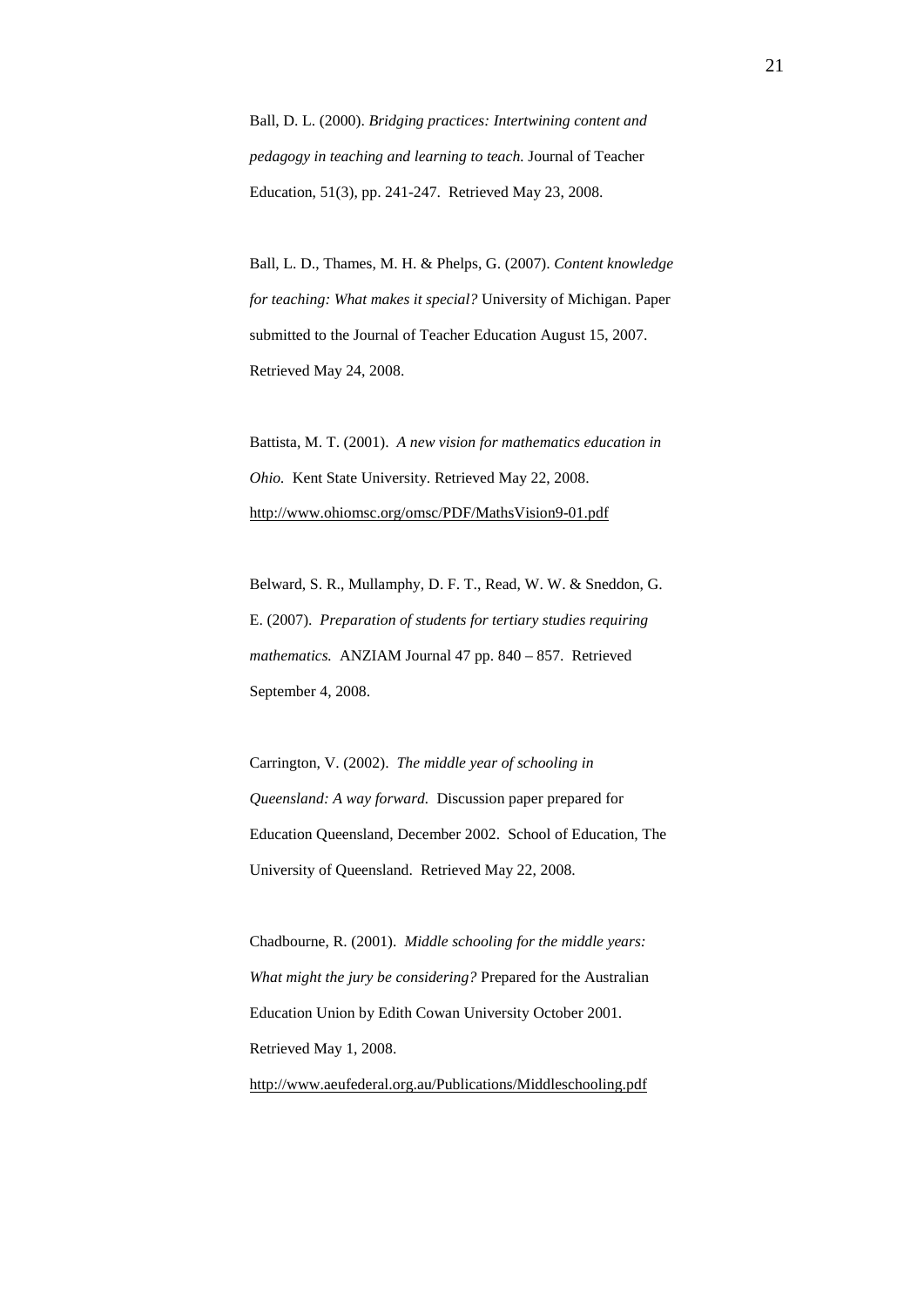Ball, D. L. (2000). *Bridging practices: Intertwining content and pedagogy in teaching and learning to teach.* Journal of Teacher Education, 51(3), pp. 241-247. Retrieved May 23, 2008.

Ball, L. D., Thames, M. H. & Phelps, G. (2007). *Content knowledge for teaching: What makes it special?* University of Michigan. Paper submitted to the Journal of Teacher Education August 15, 2007. Retrieved May 24, 2008.

Battista, M. T. (2001). *A new vision for mathematics education in Ohio.* Kent State University. Retrieved May 22, 2008. http://www.ohiomsc.org/omsc/PDF/MathsVision9-01.pdf

Belward, S. R., Mullamphy, D. F. T., Read, W. W. & Sneddon, G. E. (2007). *Preparation of students for tertiary studies requiring mathematics.* ANZIAM Journal 47 pp. 840 – 857. Retrieved September 4, 2008.

Carrington, V. (2002). *The middle year of schooling in Queensland: A way forward.* Discussion paper prepared for Education Queensland, December 2002. School of Education, The University of Queensland. Retrieved May 22, 2008.

Chadbourne, R. (2001). *Middle schooling for the middle years: What might the jury be considering?* Prepared for the Australian Education Union by Edith Cowan University October 2001. Retrieved May 1, 2008. http://www.aeufederal.org.au/Publications/Middleschooling.pdf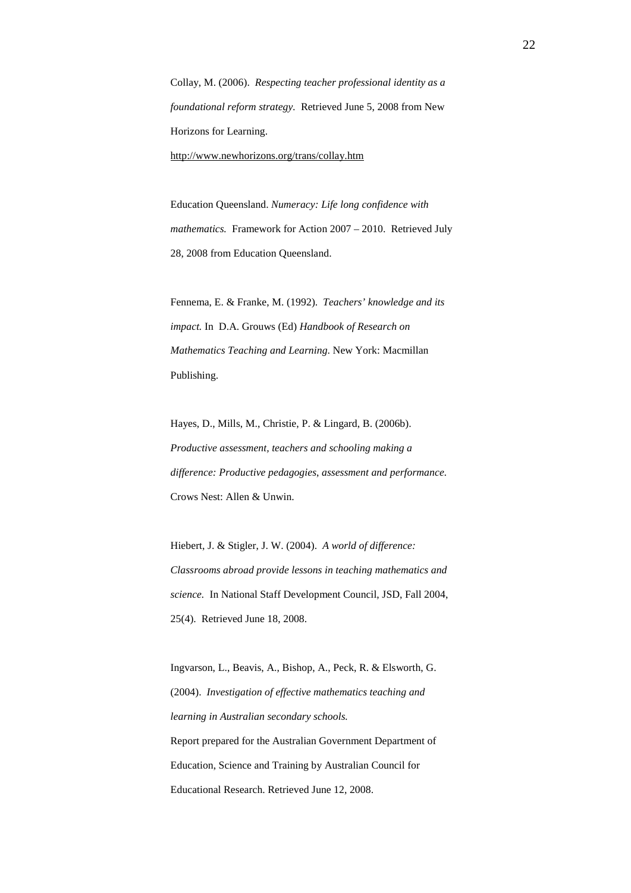Collay, M. (2006). *Respecting teacher professional identity as a foundational reform strategy.* Retrieved June 5, 2008 from New Horizons for Learning.
http://www.newhorizons.org/trans/collay.htm

Education Queensland. *Numeracy: Life long confidence with mathematics.* Framework for Action 2007 – 2010. Retrieved July 28, 2008 from Education Queensland.

Fennema, E. & Franke, M. (1992). *Teachers' knowledge and its impact.* In D.A. Grouws (Ed) *Handbook of Research on Mathematics Teaching and Learning.* New York: Macmillan Publishing.

Hayes, D., Mills, M., Christie, P. & Lingard, B. (2006b). *Productive assessment, teachers and schooling making a difference: Productive pedagogies, assessment and performance.* Crows Nest: Allen & Unwin.

Hiebert, J. & Stigler, J. W. (2004). *A world of difference: Classrooms abroad provide lessons in teaching mathematics and science.* In National Staff Development Council, JSD, Fall 2004, 25(4). Retrieved June 18, 2008.

Ingvarson, L., Beavis, A., Bishop, A., Peck, R. & Elsworth, G. (2004). *Investigation of effective mathematics teaching and learning in Australian secondary schools.*
Report prepared for the Australian Government Department of Education, Science and Training by Australian Council for Educational Research. Retrieved June 12, 2008.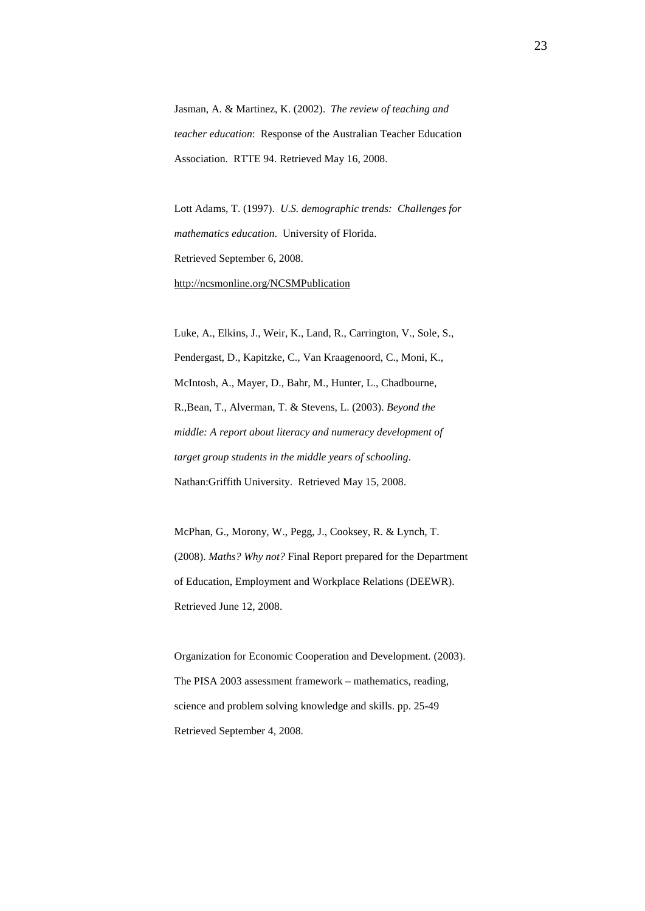Jasman, A. & Martinez, K. (2002). *The review of teaching and teacher education*: Response of the Australian Teacher Education Association. RTTE 94. Retrieved May 16, 2008.

Lott Adams, T. (1997). *U.S. demographic trends: Challenges for mathematics education*. University of Florida. Retrieved September 6, 2008. http://ncsmonline.org/NCSMPublication

Luke, A., Elkins, J., Weir, K., Land, R., Carrington, V., Sole, S., Pendergast, D., Kapitzke, C., Van Kraagenoord, C., Moni, K., McIntosh, A., Mayer, D., Bahr, M., Hunter, L., Chadbourne, R.,Bean, T., Alverman, T. & Stevens, L. (2003). *Beyond the middle: A report about literacy and numeracy development of target group students in the middle years of schooling*. Nathan:Griffith University. Retrieved May 15, 2008.

McPhan, G., Morony, W., Pegg, J., Cooksey, R. & Lynch, T. (2008). *Maths? Why not?* Final Report prepared for the Department of Education, Employment and Workplace Relations (DEEWR). Retrieved June 12, 2008.

Organization for Economic Cooperation and Development. (2003). The PISA 2003 assessment framework – mathematics, reading, science and problem solving knowledge and skills. pp. 25-49 Retrieved September 4, 2008.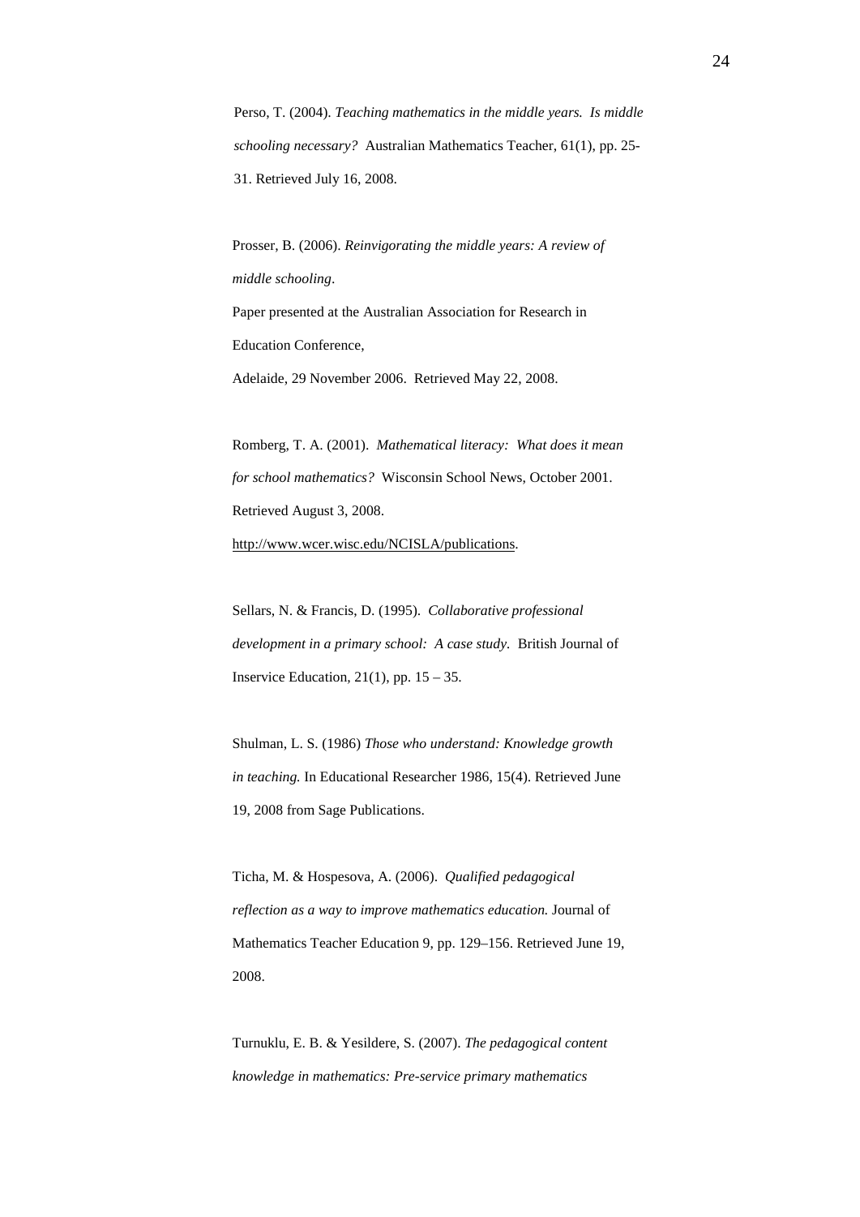Perso, T. (2004). *Teaching mathematics in the middle years. Is middle schooling necessary?* Australian Mathematics Teacher, 61(1), pp. 25-31. Retrieved July 16, 2008.

Prosser, B. (2006). *Reinvigorating the middle years: A review of middle schooling*.
Paper presented at the Australian Association for Research in Education Conference,
Adelaide, 29 November 2006. Retrieved May 22, 2008.

Romberg, T. A. (2001). *Mathematical literacy: What does it mean for school mathematics?* Wisconsin School News, October 2001. Retrieved August 3, 2008.
http://www.wcer.wisc.edu/NCISLA/publications.

Sellars, N. & Francis, D. (1995). *Collaborative professional development in a primary school: A case study.* British Journal of Inservice Education, 21(1), pp. 15 – 35.

Shulman, L. S. (1986) *Those who understand: Knowledge growth in teaching.* In Educational Researcher 1986, 15(4). Retrieved June 19, 2008 from Sage Publications.

Ticha, M. & Hospesova, A. (2006). *Qualified pedagogical reflection as a way to improve mathematics education.* Journal of Mathematics Teacher Education 9, pp. 129–156. Retrieved June 19, 2008.

Turnuklu, E. B. & Yesildere, S. (2007). *The pedagogical content knowledge in mathematics: Pre-service primary mathematics*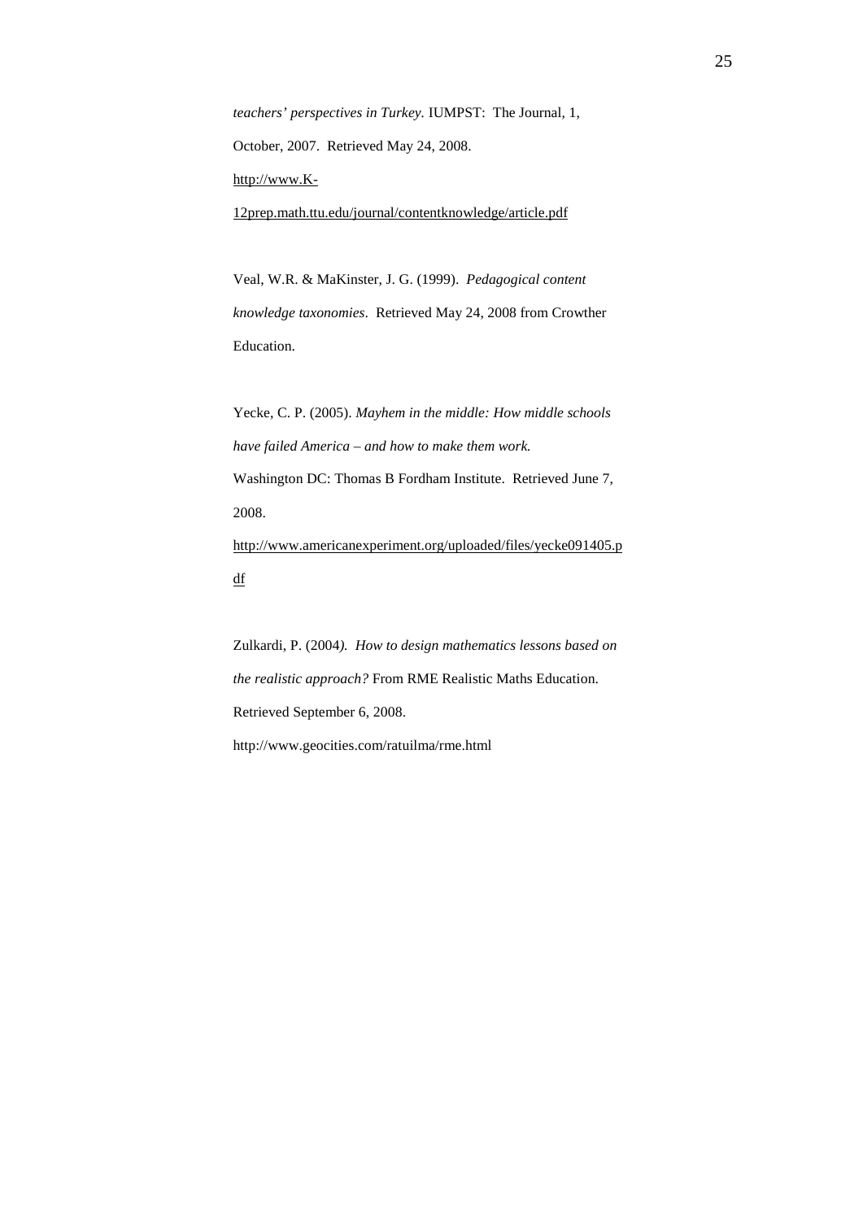*teachers' perspectives in Turkey*. IUMPST: The Journal, 1, October, 2007. Retrieved May 24, 2008. http://www.K-12prep.math.ttu.edu/journal/contentknowledge/article.pdf

Veal, W.R. & MaKinster, J. G. (1999). *Pedagogical content knowledge taxonomies*. Retrieved May 24, 2008 from Crowther Education.

Yecke, C. P. (2005). *Mayhem in the middle: How middle schools have failed America – and how to make them work.* Washington DC: Thomas B Fordham Institute. Retrieved June 7, 2008. http://www.americanexperiment.org/uploaded/files/yecke091405.pdf

Zulkardi, P. (2004*). How to design mathematics lessons based on the realistic approach?* From RME Realistic Maths Education. Retrieved September 6, 2008. http://www.geocities.com/ratuilma/rme.html